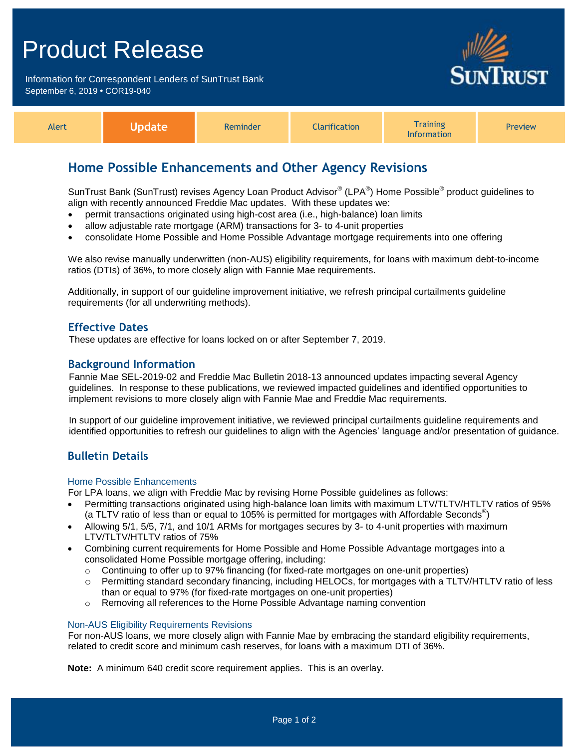# Product Release

Information for Correspondent Lenders of SunTrust Bank
September 6, 2019 • COR19-040

| Alert | **Update** | Reminder | Clarification | Training Information | Preview |
|---|---|---|---|---|---|

## Home Possible Enhancements and Other Agency Revisions

SunTrust Bank (SunTrust) revises Agency Loan Product Advisor® (LPA®) Home Possible® product guidelines to align with recently announced Freddie Mac updates. With these updates we:

- permit transactions originated using high-cost area (i.e., high-balance) loan limits
- allow adjustable rate mortgage (ARM) transactions for 3- to 4-unit properties
- consolidate Home Possible and Home Possible Advantage mortgage requirements into one offering

We also revise manually underwritten (non-AUS) eligibility requirements, for loans with maximum debt-to-income ratios (DTIs) of 36%, to more closely align with Fannie Mae requirements.

Additionally, in support of our guideline improvement initiative, we refresh principal curtailments guideline requirements (for all underwriting methods).

### Effective Dates

These updates are effective for loans locked on or after September 7, 2019.

### Background Information

Fannie Mae SEL-2019-02 and Freddie Mac Bulletin 2018-13 announced updates impacting several Agency guidelines. In response to these publications, we reviewed impacted guidelines and identified opportunities to implement revisions to more closely align with Fannie Mae and Freddie Mac requirements.

In support of our guideline improvement initiative, we reviewed principal curtailments guideline requirements and identified opportunities to refresh our guidelines to align with the Agencies' language and/or presentation of guidance.

### Bulletin Details

#### Home Possible Enhancements

For LPA loans, we align with Freddie Mac by revising Home Possible guidelines as follows:

- Permitting transactions originated using high-balance loan limits with maximum LTV/TLTV/HTLTV ratios of 95% (a TLTV ratio of less than or equal to 105% is permitted for mortgages with Affordable Seconds®)
- Allowing 5/1, 5/5, 7/1, and 10/1 ARMs for mortgages secures by 3- to 4-unit properties with maximum LTV/TLTV/HTLTV ratios of 75%
- Combining current requirements for Home Possible and Home Possible Advantage mortgages into a consolidated Home Possible mortgage offering, including:
  - Continuing to offer up to 97% financing (for fixed-rate mortgages on one-unit properties)
  - Permitting standard secondary financing, including HELOCs, for mortgages with a TLTV/HTLTV ratio of less than or equal to 97% (for fixed-rate mortgages on one-unit properties)
  - Removing all references to the Home Possible Advantage naming convention

#### Non-AUS Eligibility Requirements Revisions

For non-AUS loans, we more closely align with Fannie Mae by embracing the standard eligibility requirements, related to credit score and minimum cash reserves, for loans with a maximum DTI of 36%.

**Note:** A minimum 640 credit score requirement applies. This is an overlay.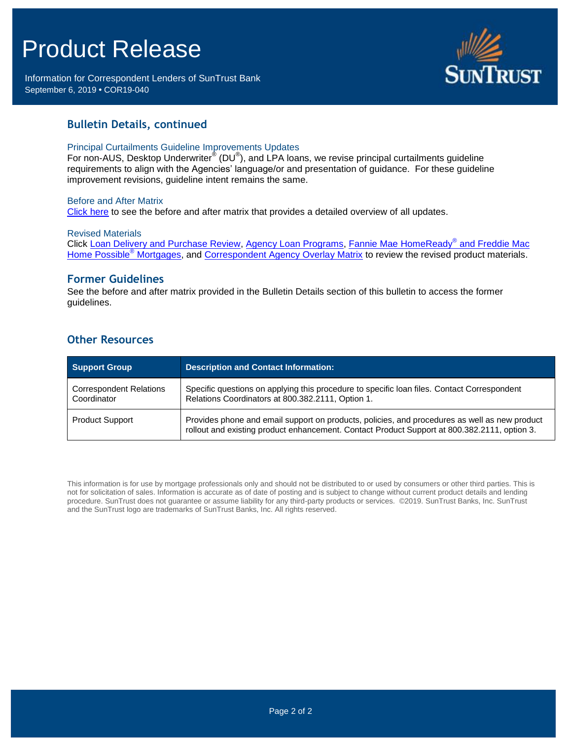## Bulletin Details, continued

### Principal Curtailments Guideline Improvements Updates

For non-AUS, Desktop Underwriter® (DU®), and LPA loans, we revise principal curtailments guideline requirements to align with the Agencies' language/or and presentation of guidance. For these guideline improvement revisions, guideline intent remains the same.

### Before and After Matrix

Click here to see the before and after matrix that provides a detailed overview of all updates.

### Revised Materials

Click Loan Delivery and Purchase Review, Agency Loan Programs, Fannie Mae HomeReady® and Freddie Mac Home Possible® Mortgages, and Correspondent Agency Overlay Matrix to review the revised product materials.

## Former Guidelines

See the before and after matrix provided in the Bulletin Details section of this bulletin to access the former guidelines.

## Other Resources

| Support Group | Description and Contact Information: |
|---|---|
| Correspondent Relations Coordinator | Specific questions on applying this procedure to specific loan files. Contact Correspondent Relations Coordinators at 800.382.2111, Option 1. |
| Product Support | Provides phone and email support on products, policies, and procedures as well as new product rollout and existing product enhancement. Contact Product Support at 800.382.2111, option 3. |

This information is for use by mortgage professionals only and should not be distributed to or used by consumers or other third parties. This is not for solicitation of sales. Information is accurate as of date of posting and is subject to change without current product details and lending procedure. SunTrust does not guarantee or assume liability for any third-party products or services. ©2019. SunTrust Banks, Inc. SunTrust and the SunTrust logo are trademarks of SunTrust Banks, Inc. All rights reserved.